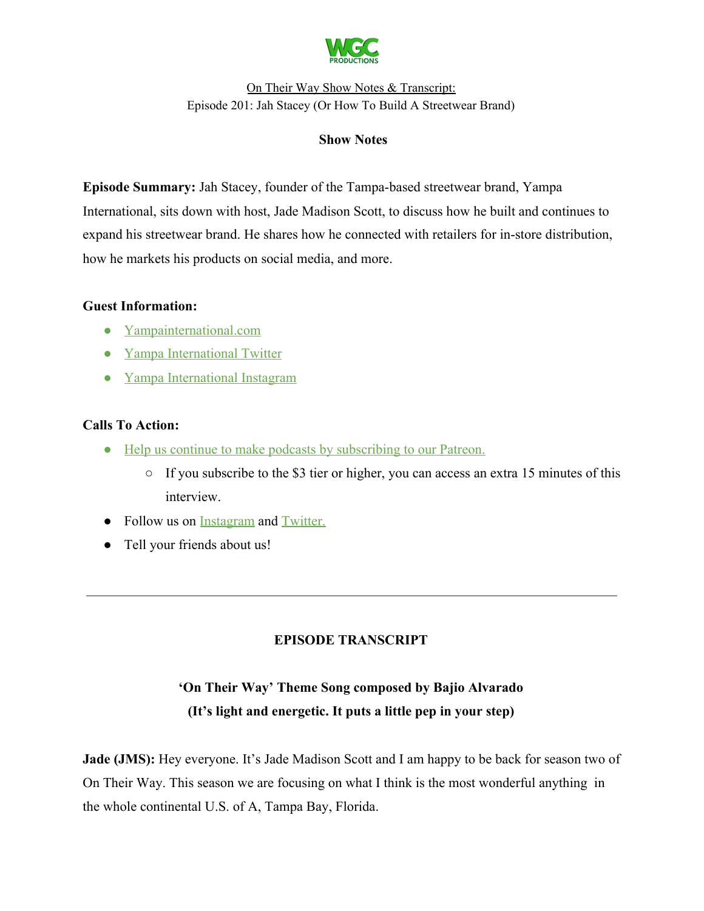On Their Way Show Notes & Transcript:
Episode 201: Jah Stacey (Or How To Build A Streetwear Brand)

## Show Notes

**Episode Summary:** Jah Stacey, founder of the Tampa-based streetwear brand, Yampa International, sits down with host, Jade Madison Scott, to discuss how he built and continues to expand his streetwear brand. He shares how he connected with retailers for in-store distribution, how he markets his products on social media, and more.

**Guest Information:**

- Yampainternational.com
- Yampa International Twitter
- Yampa International Instagram

**Calls To Action:**

- Help us continue to make podcasts by subscribing to our Patreon.
  - If you subscribe to the $3 tier or higher, you can access an extra 15 minutes of this interview.
- Follow us on Instagram and Twitter.
- Tell your friends about us!

---

## EPISODE TRANSCRIPT

**'On Their Way' Theme Song composed by Bajio Alvarado**
**(It's light and energetic. It puts a little pep in your step)**

**Jade (JMS):** Hey everyone. It's Jade Madison Scott and I am happy to be back for season two of On Their Way. This season we are focusing on what I think is the most wonderful anything in the whole continental U.S. of A, Tampa Bay, Florida.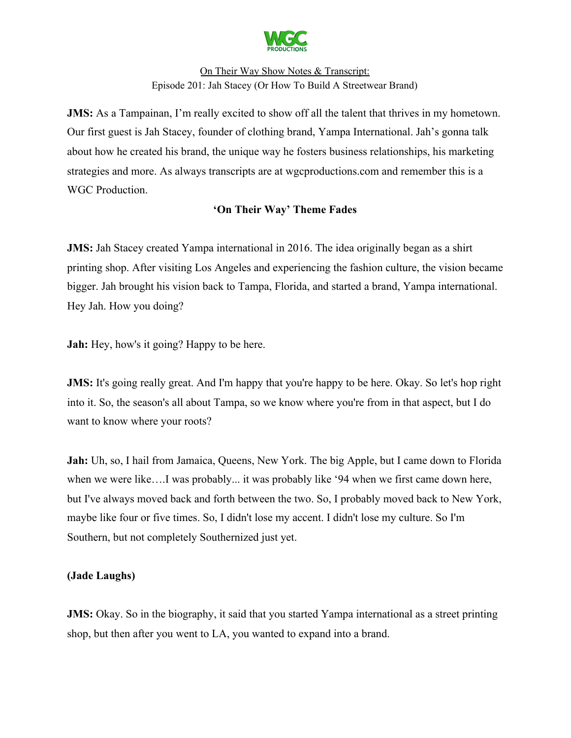On Their Way Show Notes & Transcript:

Episode 201: Jah Stacey (Or How To Build A Streetwear Brand)

**JMS:** As a Tampainan, I'm really excited to show off all the talent that thrives in my hometown. Our first guest is Jah Stacey, founder of clothing brand, Yampa International. Jah's gonna talk about how he created his brand, the unique way he fosters business relationships, his marketing strategies and more. As always transcripts are at wgcproductions.com and remember this is a WGC Production.

**'On Their Way' Theme Fades**

**JMS:** Jah Stacey created Yampa international in 2016. The idea originally began as a shirt printing shop. After visiting Los Angeles and experiencing the fashion culture, the vision became bigger. Jah brought his vision back to Tampa, Florida, and started a brand, Yampa international. Hey Jah. How you doing?

**Jah:** Hey, how's it going? Happy to be here.

**JMS:** It's going really great. And I'm happy that you're happy to be here. Okay. So let's hop right into it. So, the season's all about Tampa, so we know where you're from in that aspect, but I do want to know where your roots?

**Jah:** Uh, so, I hail from Jamaica, Queens, New York. The big Apple, but I came down to Florida when we were like….I was probably... it was probably like '94 when we first came down here, but I've always moved back and forth between the two. So, I probably moved back to New York, maybe like four or five times. So, I didn't lose my accent. I didn't lose my culture. So I'm Southern, but not completely Southernized just yet.

**(Jade Laughs)**

**JMS:** Okay. So in the biography, it said that you started Yampa international as a street printing shop, but then after you went to LA, you wanted to expand into a brand.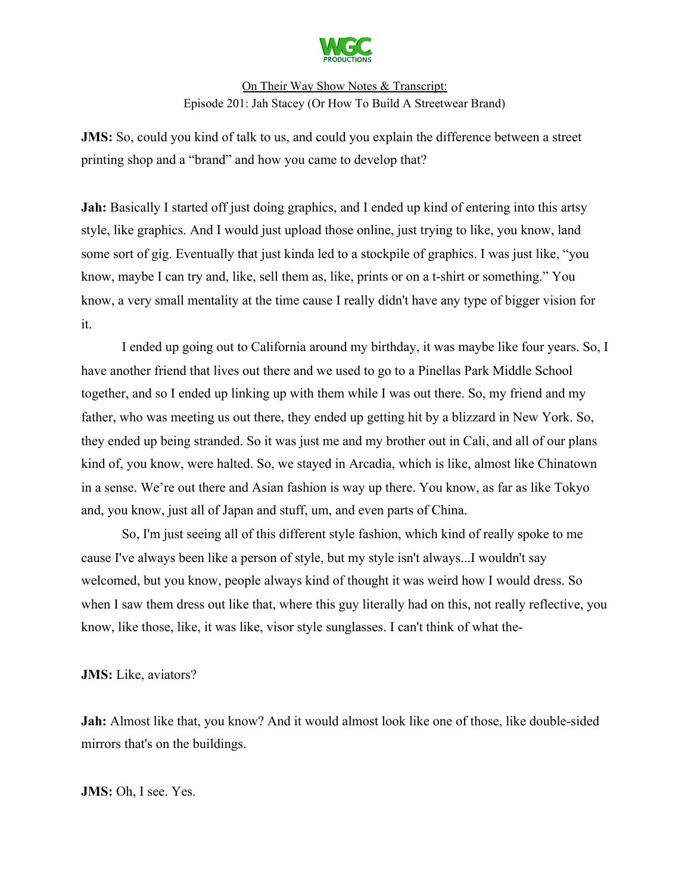**JMS:** So, could you kind of talk to us, and could you explain the difference between a street printing shop and a "brand" and how you came to develop that?

**Jah:** Basically I started off just doing graphics, and I ended up kind of entering into this artsy style, like graphics. And I would just upload those online, just trying to like, you know, land some sort of gig. Eventually that just kinda led to a stockpile of graphics. I was just like, "you know, maybe I can try and, like, sell them as, like, prints or on a t-shirt or something." You know, a very small mentality at the time cause I really didn't have any type of bigger vision for it.

I ended up going out to California around my birthday, it was maybe like four years. So, I have another friend that lives out there and we used to go to a Pinellas Park Middle School together, and so I ended up linking up with them while I was out there. So, my friend and my father, who was meeting us out there, they ended up getting hit by a blizzard in New York. So, they ended up being stranded. So it was just me and my brother out in Cali, and all of our plans kind of, you know, were halted. So, we stayed in Arcadia, which is like, almost like Chinatown in a sense. We're out there and Asian fashion is way up there. You know, as far as like Tokyo and, you know, just all of Japan and stuff, um, and even parts of China.

So, I'm just seeing all of this different style fashion, which kind of really spoke to me cause I've always been like a person of style, but my style isn't always...I wouldn't say welcomed, but you know, people always kind of thought it was weird how I would dress. So when I saw them dress out like that, where this guy literally had on this, not really reflective, you know, like those, like, it was like, visor style sunglasses. I can't think of what the-

**JMS:** Like, aviators?

**Jah:** Almost like that, you know? And it would almost look like one of those, like double-sided mirrors that's on the buildings.

**JMS:** Oh, I see. Yes.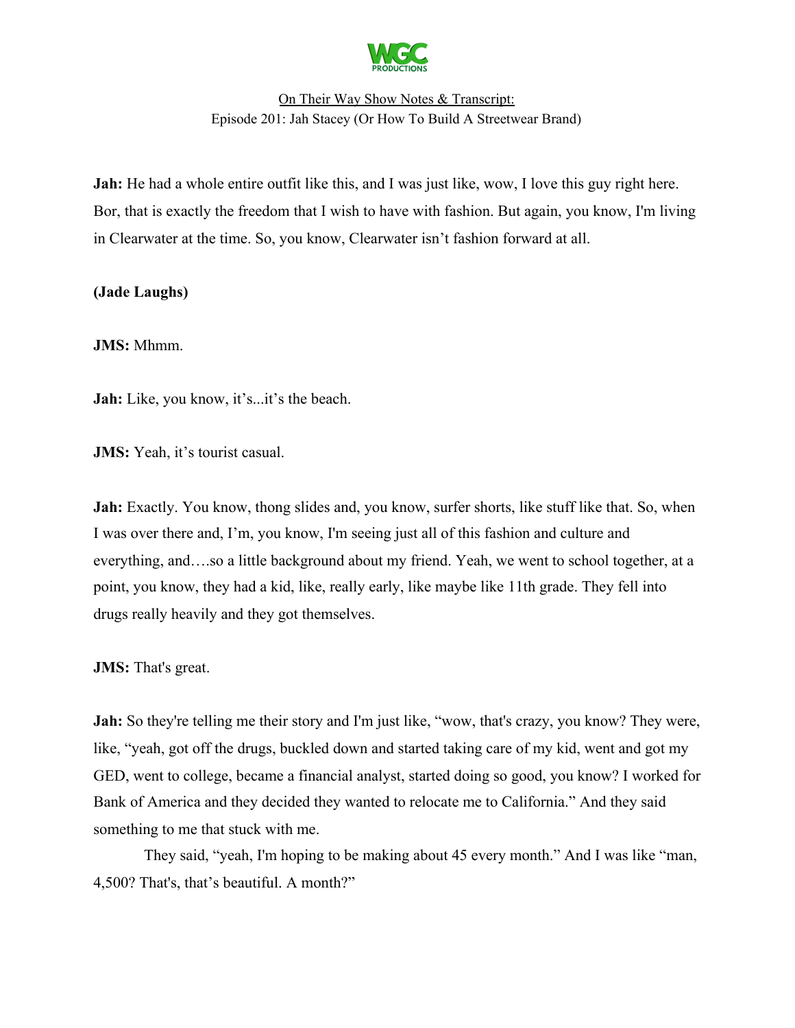**Jah:** He had a whole entire outfit like this, and I was just like, wow, I love this guy right here. Bor, that is exactly the freedom that I wish to have with fashion. But again, you know, I'm living in Clearwater at the time. So, you know, Clearwater isn't fashion forward at all.

**(Jade Laughs)**

**JMS:** Mhmm.

**Jah:** Like, you know, it's...it's the beach.

**JMS:** Yeah, it's tourist casual.

**Jah:** Exactly. You know, thong slides and, you know, surfer shorts, like stuff like that. So, when I was over there and, I'm, you know, I'm seeing just all of this fashion and culture and everything, and….so a little background about my friend. Yeah, we went to school together, at a point, you know, they had a kid, like, really early, like maybe like 11th grade. They fell into drugs really heavily and they got themselves.

**JMS:** That's great.

**Jah:** So they're telling me their story and I'm just like, "wow, that's crazy, you know? They were, like, "yeah, got off the drugs, buckled down and started taking care of my kid, went and got my GED, went to college, became a financial analyst, started doing so good, you know? I worked for Bank of America and they decided they wanted to relocate me to California." And they said something to me that stuck with me.

They said, "yeah, I'm hoping to be making about 45 every month." And I was like "man, 4,500? That's, that's beautiful. A month?"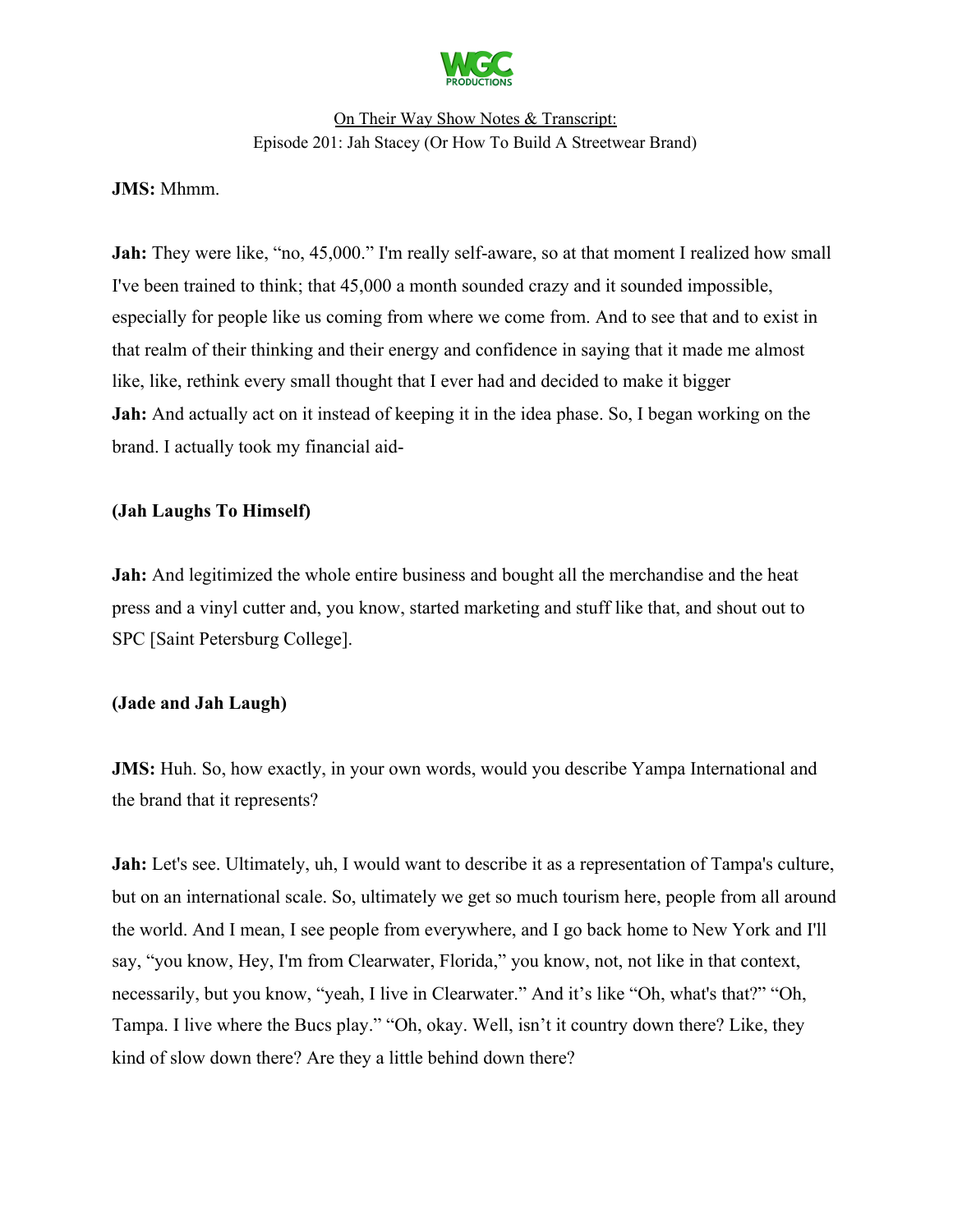**JMS:** Mhmm.

**Jah:** They were like, "no, 45,000." I'm really self-aware, so at that moment I realized how small I've been trained to think; that 45,000 a month sounded crazy and it sounded impossible, especially for people like us coming from where we come from. And to see that and to exist in that realm of their thinking and their energy and confidence in saying that it made me almost like, like, rethink every small thought that I ever had and decided to make it bigger

**Jah:** And actually act on it instead of keeping it in the idea phase. So, I began working on the brand. I actually took my financial aid-

**(Jah Laughs To Himself)**

**Jah:** And legitimized the whole entire business and bought all the merchandise and the heat press and a vinyl cutter and, you know, started marketing and stuff like that, and shout out to SPC [Saint Petersburg College].

**(Jade and Jah Laugh)**

**JMS:** Huh. So, how exactly, in your own words, would you describe Yampa International and the brand that it represents?

**Jah:** Let's see. Ultimately, uh, I would want to describe it as a representation of Tampa's culture, but on an international scale. So, ultimately we get so much tourism here, people from all around the world. And I mean, I see people from everywhere, and I go back home to New York and I'll say, "you know, Hey, I'm from Clearwater, Florida," you know, not, not like in that context, necessarily, but you know, "yeah, I live in Clearwater." And it's like "Oh, what's that?" "Oh, Tampa. I live where the Bucs play." "Oh, okay. Well, isn't it country down there? Like, they kind of slow down there? Are they a little behind down there?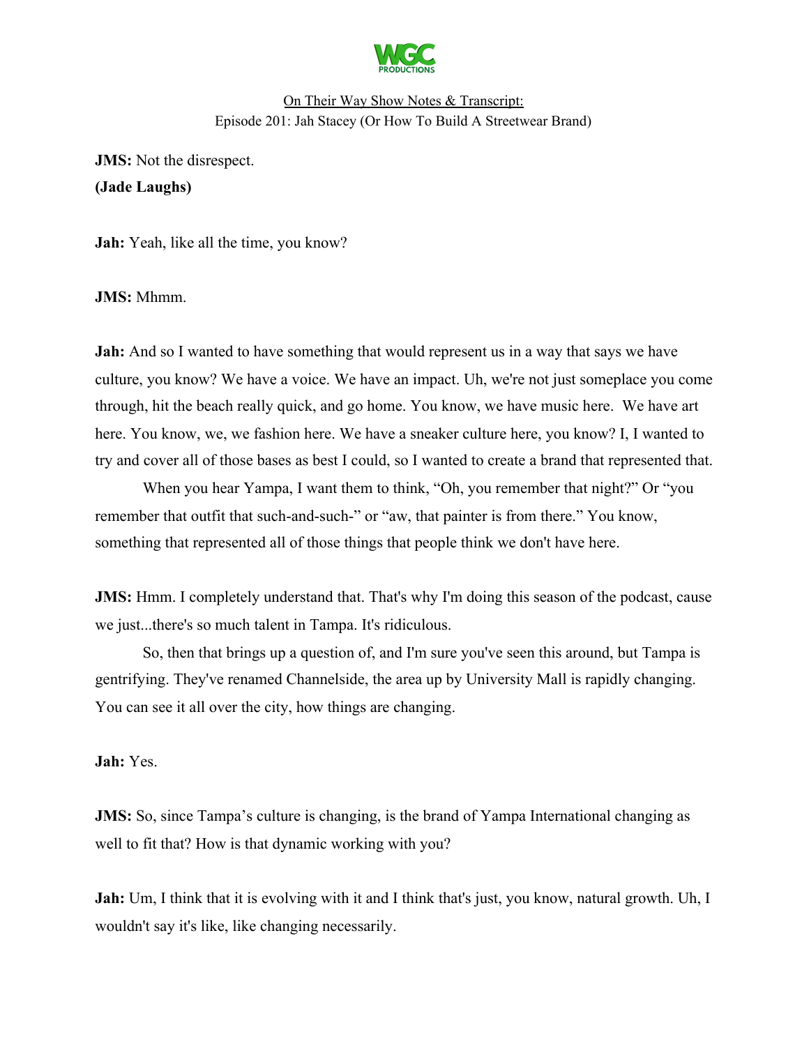**JMS:** Not the disrespect.

**(Jade Laughs)**

**Jah:** Yeah, like all the time, you know?

**JMS:** Mhmm.

**Jah:** And so I wanted to have something that would represent us in a way that says we have culture, you know? We have a voice. We have an impact. Uh, we're not just someplace you come through, hit the beach really quick, and go home. You know, we have music here. We have art here. You know, we, we fashion here. We have a sneaker culture here, you know? I, I wanted to try and cover all of those bases as best I could, so I wanted to create a brand that represented that.

When you hear Yampa, I want them to think, "Oh, you remember that night?" Or "you remember that outfit that such-and-such-" or "aw, that painter is from there." You know, something that represented all of those things that people think we don't have here.

**JMS:** Hmm. I completely understand that. That's why I'm doing this season of the podcast, cause we just...there's so much talent in Tampa. It's ridiculous.

So, then that brings up a question of, and I'm sure you've seen this around, but Tampa is gentrifying. They've renamed Channelside, the area up by University Mall is rapidly changing. You can see it all over the city, how things are changing.

**Jah:** Yes.

**JMS:** So, since Tampa's culture is changing, is the brand of Yampa International changing as well to fit that? How is that dynamic working with you?

**Jah:** Um, I think that it is evolving with it and I think that's just, you know, natural growth. Uh, I wouldn't say it's like, like changing necessarily.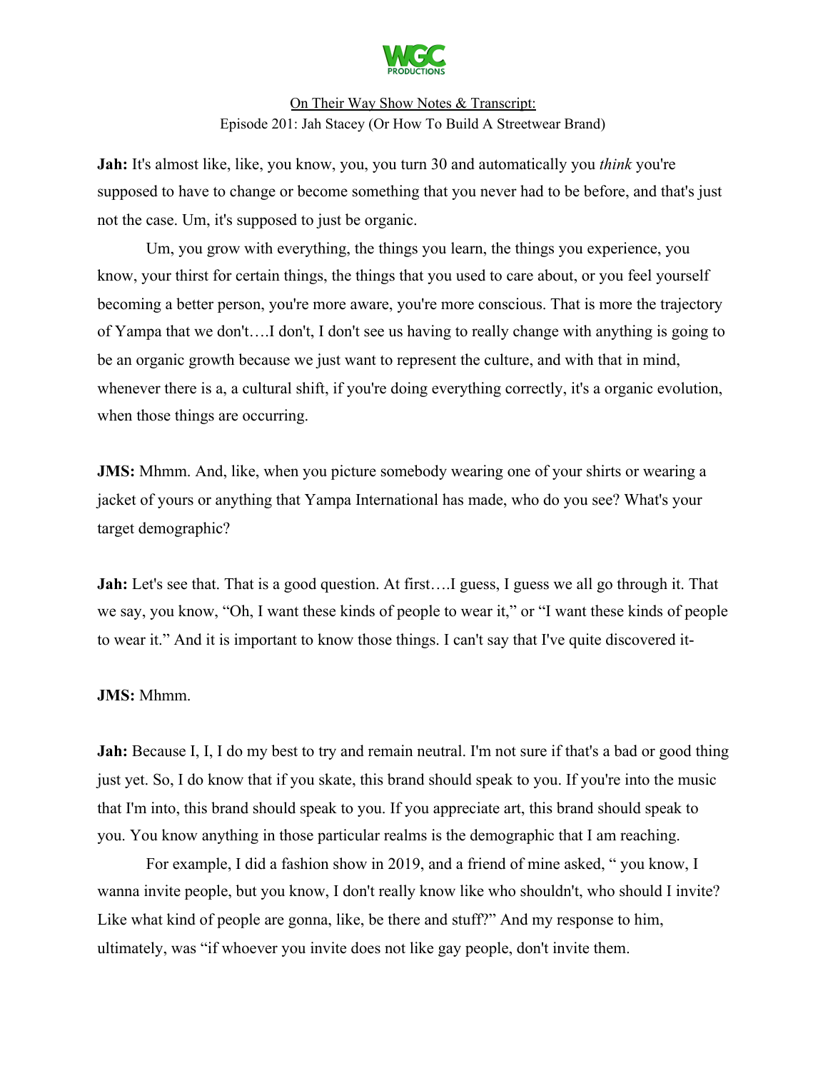**Jah:** It's almost like, like, you know, you, you turn 30 and automatically you *think* you're supposed to have to change or become something that you never had to be before, and that's just not the case. Um, it's supposed to just be organic.

Um, you grow with everything, the things you learn, the things you experience, you know, your thirst for certain things, the things that you used to care about, or you feel yourself becoming a better person, you're more aware, you're more conscious. That is more the trajectory of Yampa that we don't….I don't, I don't see us having to really change with anything is going to be an organic growth because we just want to represent the culture, and with that in mind, whenever there is a, a cultural shift, if you're doing everything correctly, it's a organic evolution, when those things are occurring.

**JMS:** Mhmm. And, like, when you picture somebody wearing one of your shirts or wearing a jacket of yours or anything that Yampa International has made, who do you see? What's your target demographic?

**Jah:** Let's see that. That is a good question. At first….I guess, I guess we all go through it. That we say, you know, "Oh, I want these kinds of people to wear it," or "I want these kinds of people to wear it." And it is important to know those things. I can't say that I've quite discovered it-

**JMS:** Mhmm.

**Jah:** Because I, I, I do my best to try and remain neutral. I'm not sure if that's a bad or good thing just yet. So, I do know that if you skate, this brand should speak to you. If you're into the music that I'm into, this brand should speak to you. If you appreciate art, this brand should speak to you. You know anything in those particular realms is the demographic that I am reaching.

For example, I did a fashion show in 2019, and a friend of mine asked, " you know, I wanna invite people, but you know, I don't really know like who shouldn't, who should I invite? Like what kind of people are gonna, like, be there and stuff?" And my response to him, ultimately, was "if whoever you invite does not like gay people, don't invite them.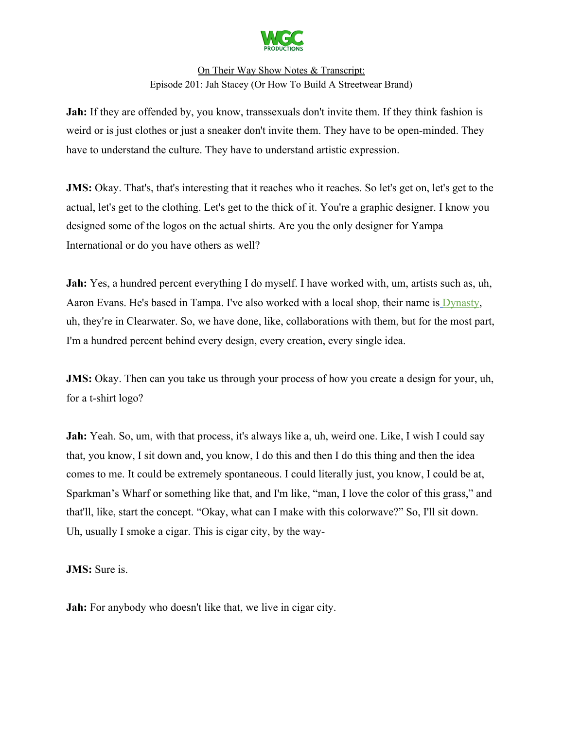**Jah:** If they are offended by, you know, transsexuals don't invite them. If they think fashion is weird or is just clothes or just a sneaker don't invite them. They have to be open-minded. They have to understand the culture. They have to understand artistic expression.

**JMS:** Okay. That's, that's interesting that it reaches who it reaches. So let's get on, let's get to the actual, let's get to the clothing. Let's get to the thick of it. You're a graphic designer. I know you designed some of the logos on the actual shirts. Are you the only designer for Yampa International or do you have others as well?

**Jah:** Yes, a hundred percent everything I do myself. I have worked with, um, artists such as, uh, Aaron Evans. He's based in Tampa. I've also worked with a local shop, their name is Dynasty, uh, they're in Clearwater. So, we have done, like, collaborations with them, but for the most part, I'm a hundred percent behind every design, every creation, every single idea.

**JMS:** Okay. Then can you take us through your process of how you create a design for your, uh, for a t-shirt logo?

**Jah:** Yeah. So, um, with that process, it's always like a, uh, weird one. Like, I wish I could say that, you know, I sit down and, you know, I do this and then I do this thing and then the idea comes to me. It could be extremely spontaneous. I could literally just, you know, I could be at, Sparkman's Wharf or something like that, and I'm like, "man, I love the color of this grass," and that'll, like, start the concept. "Okay, what can I make with this colorwave?" So, I'll sit down. Uh, usually I smoke a cigar. This is cigar city, by the way-

**JMS:** Sure is.

**Jah:** For anybody who doesn't like that, we live in cigar city.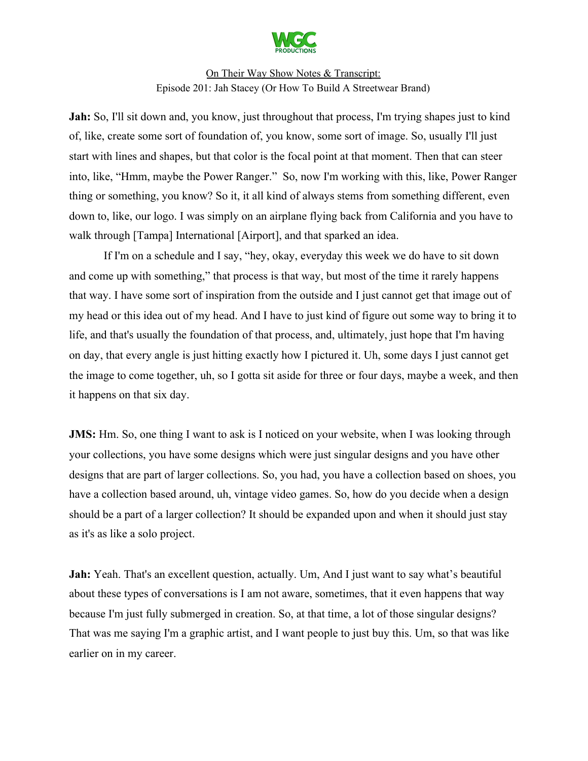**Jah:** So, I'll sit down and, you know, just throughout that process, I'm trying shapes just to kind of, like, create some sort of foundation of, you know, some sort of image. So, usually I'll just start with lines and shapes, but that color is the focal point at that moment. Then that can steer into, like, "Hmm, maybe the Power Ranger." So, now I'm working with this, like, Power Ranger thing or something, you know? So it, it all kind of always stems from something different, even down to, like, our logo. I was simply on an airplane flying back from California and you have to walk through [Tampa] International [Airport], and that sparked an idea.

If I'm on a schedule and I say, "hey, okay, everyday this week we do have to sit down and come up with something," that process is that way, but most of the time it rarely happens that way. I have some sort of inspiration from the outside and I just cannot get that image out of my head or this idea out of my head. And I have to just kind of figure out some way to bring it to life, and that's usually the foundation of that process, and, ultimately, just hope that I'm having on day, that every angle is just hitting exactly how I pictured it. Uh, some days I just cannot get the image to come together, uh, so I gotta sit aside for three or four days, maybe a week, and then it happens on that six day.

**JMS:** Hm. So, one thing I want to ask is I noticed on your website, when I was looking through your collections, you have some designs which were just singular designs and you have other designs that are part of larger collections. So, you had, you have a collection based on shoes, you have a collection based around, uh, vintage video games. So, how do you decide when a design should be a part of a larger collection? It should be expanded upon and when it should just stay as it's as like a solo project.

**Jah:** Yeah. That's an excellent question, actually. Um, And I just want to say what's beautiful about these types of conversations is I am not aware, sometimes, that it even happens that way because I'm just fully submerged in creation. So, at that time, a lot of those singular designs? That was me saying I'm a graphic artist, and I want people to just buy this. Um, so that was like earlier on in my career.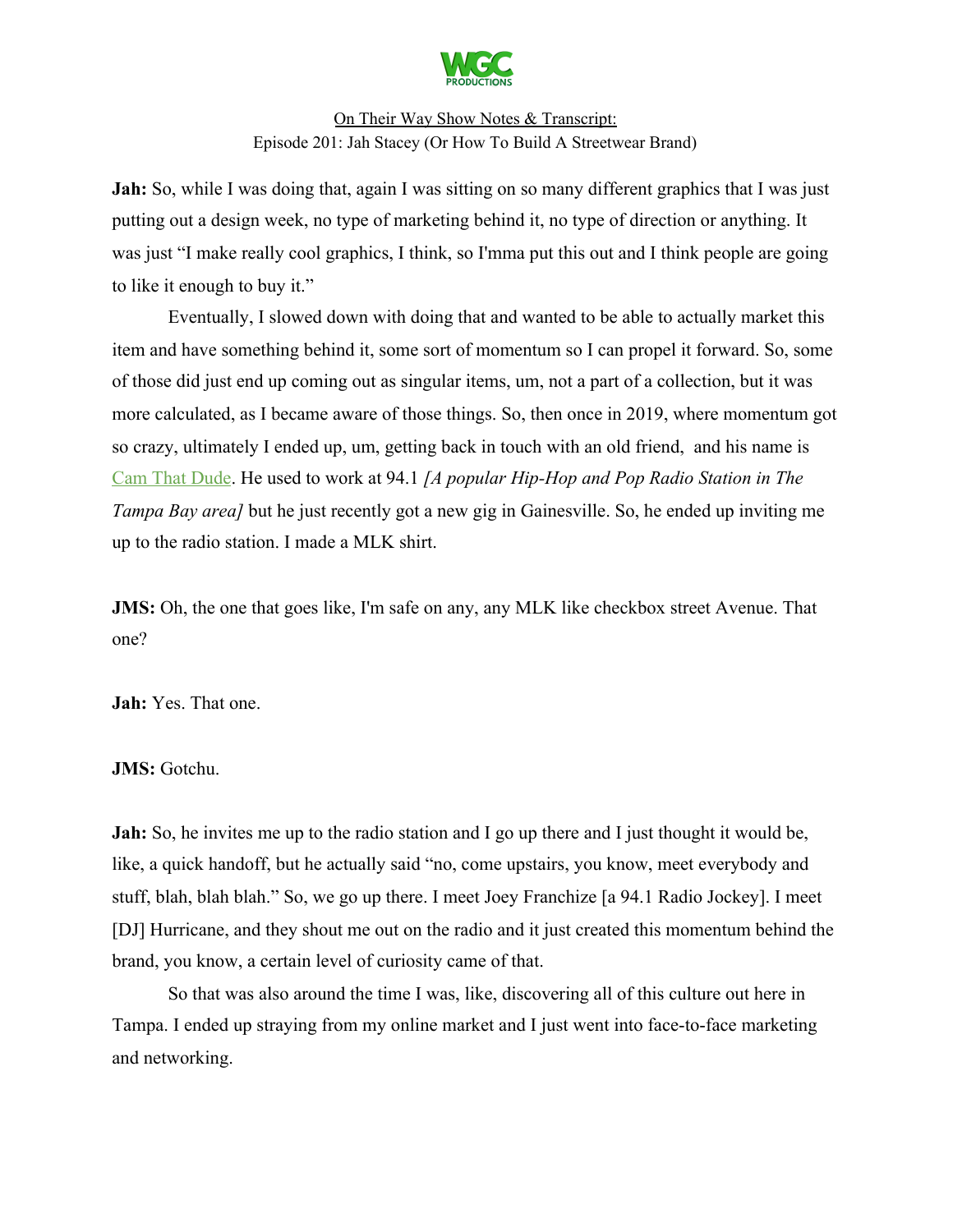**Jah:** So, while I was doing that, again I was sitting on so many different graphics that I was just putting out a design week, no type of marketing behind it, no type of direction or anything. It was just "I make really cool graphics, I think, so I'mma put this out and I think people are going to like it enough to buy it."

Eventually, I slowed down with doing that and wanted to be able to actually market this item and have something behind it, some sort of momentum so I can propel it forward. So, some of those did just end up coming out as singular items, um, not a part of a collection, but it was more calculated, as I became aware of those things. So, then once in 2019, where momentum got so crazy, ultimately I ended up, um, getting back in touch with an old friend, and his name is Cam That Dude. He used to work at 94.1 *[A popular Hip-Hop and Pop Radio Station in The Tampa Bay area]* but he just recently got a new gig in Gainesville. So, he ended up inviting me up to the radio station. I made a MLK shirt.

**JMS:** Oh, the one that goes like, I'm safe on any, any MLK like checkbox street Avenue. That one?

**Jah:** Yes. That one.

**JMS:** Gotchu.

**Jah:** So, he invites me up to the radio station and I go up there and I just thought it would be, like, a quick handoff, but he actually said "no, come upstairs, you know, meet everybody and stuff, blah, blah blah." So, we go up there. I meet Joey Franchize [a 94.1 Radio Jockey]. I meet [DJ] Hurricane, and they shout me out on the radio and it just created this momentum behind the brand, you know, a certain level of curiosity came of that.

So that was also around the time I was, like, discovering all of this culture out here in Tampa. I ended up straying from my online market and I just went into face-to-face marketing and networking.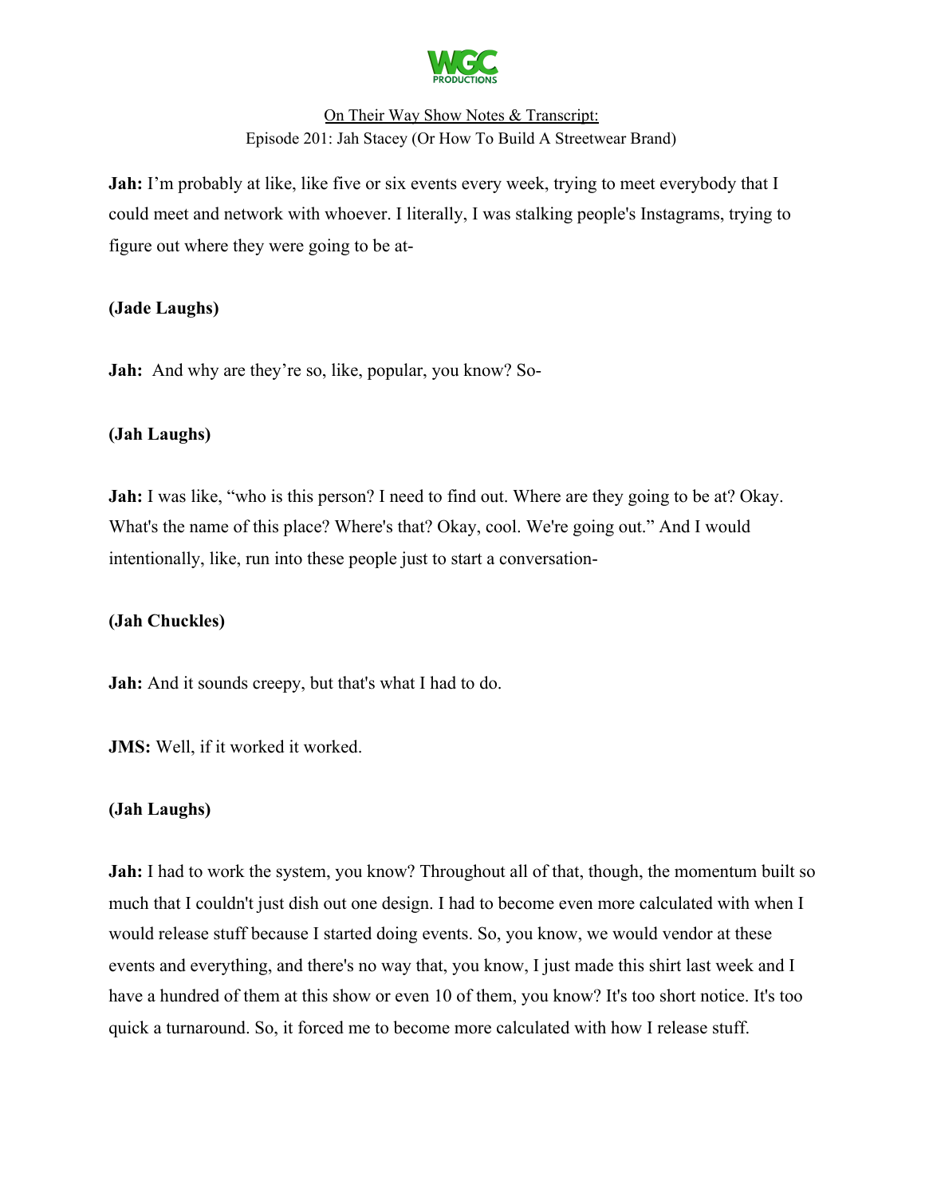**Jah:** I'm probably at like, like five or six events every week, trying to meet everybody that I could meet and network with whoever. I literally, I was stalking people's Instagrams, trying to figure out where they were going to be at-

**(Jade Laughs)**

**Jah:** And why are they're so, like, popular, you know? So-

**(Jah Laughs)**

**Jah:** I was like, "who is this person? I need to find out. Where are they going to be at? Okay. What's the name of this place? Where's that? Okay, cool. We're going out." And I would intentionally, like, run into these people just to start a conversation-

**(Jah Chuckles)**

**Jah:** And it sounds creepy, but that's what I had to do.

**JMS:** Well, if it worked it worked.

**(Jah Laughs)**

**Jah:** I had to work the system, you know? Throughout all of that, though, the momentum built so much that I couldn't just dish out one design. I had to become even more calculated with when I would release stuff because I started doing events. So, you know, we would vendor at these events and everything, and there's no way that, you know, I just made this shirt last week and I have a hundred of them at this show or even 10 of them, you know? It's too short notice. It's too quick a turnaround. So, it forced me to become more calculated with how I release stuff.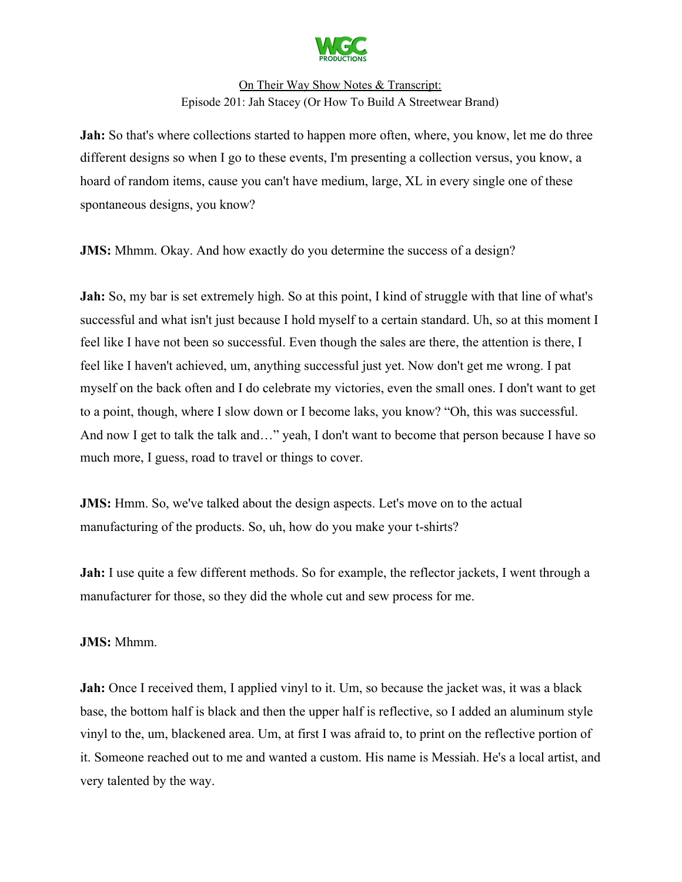**Jah:** So that's where collections started to happen more often, where, you know, let me do three different designs so when I go to these events, I'm presenting a collection versus, you know, a hoard of random items, cause you can't have medium, large, XL in every single one of these spontaneous designs, you know?

**JMS:** Mhmm. Okay. And how exactly do you determine the success of a design?

**Jah:** So, my bar is set extremely high. So at this point, I kind of struggle with that line of what's successful and what isn't just because I hold myself to a certain standard. Uh, so at this moment I feel like I have not been so successful. Even though the sales are there, the attention is there, I feel like I haven't achieved, um, anything successful just yet. Now don't get me wrong. I pat myself on the back often and I do celebrate my victories, even the small ones. I don't want to get to a point, though, where I slow down or I become laks, you know? "Oh, this was successful. And now I get to talk the talk and…" yeah, I don't want to become that person because I have so much more, I guess, road to travel or things to cover.

**JMS:** Hmm. So, we've talked about the design aspects. Let's move on to the actual manufacturing of the products. So, uh, how do you make your t-shirts?

**Jah:** I use quite a few different methods. So for example, the reflector jackets, I went through a manufacturer for those, so they did the whole cut and sew process for me.

**JMS:** Mhmm.

**Jah:** Once I received them, I applied vinyl to it. Um, so because the jacket was, it was a black base, the bottom half is black and then the upper half is reflective, so I added an aluminum style vinyl to the, um, blackened area. Um, at first I was afraid to, to print on the reflective portion of it. Someone reached out to me and wanted a custom. His name is Messiah. He's a local artist, and very talented by the way.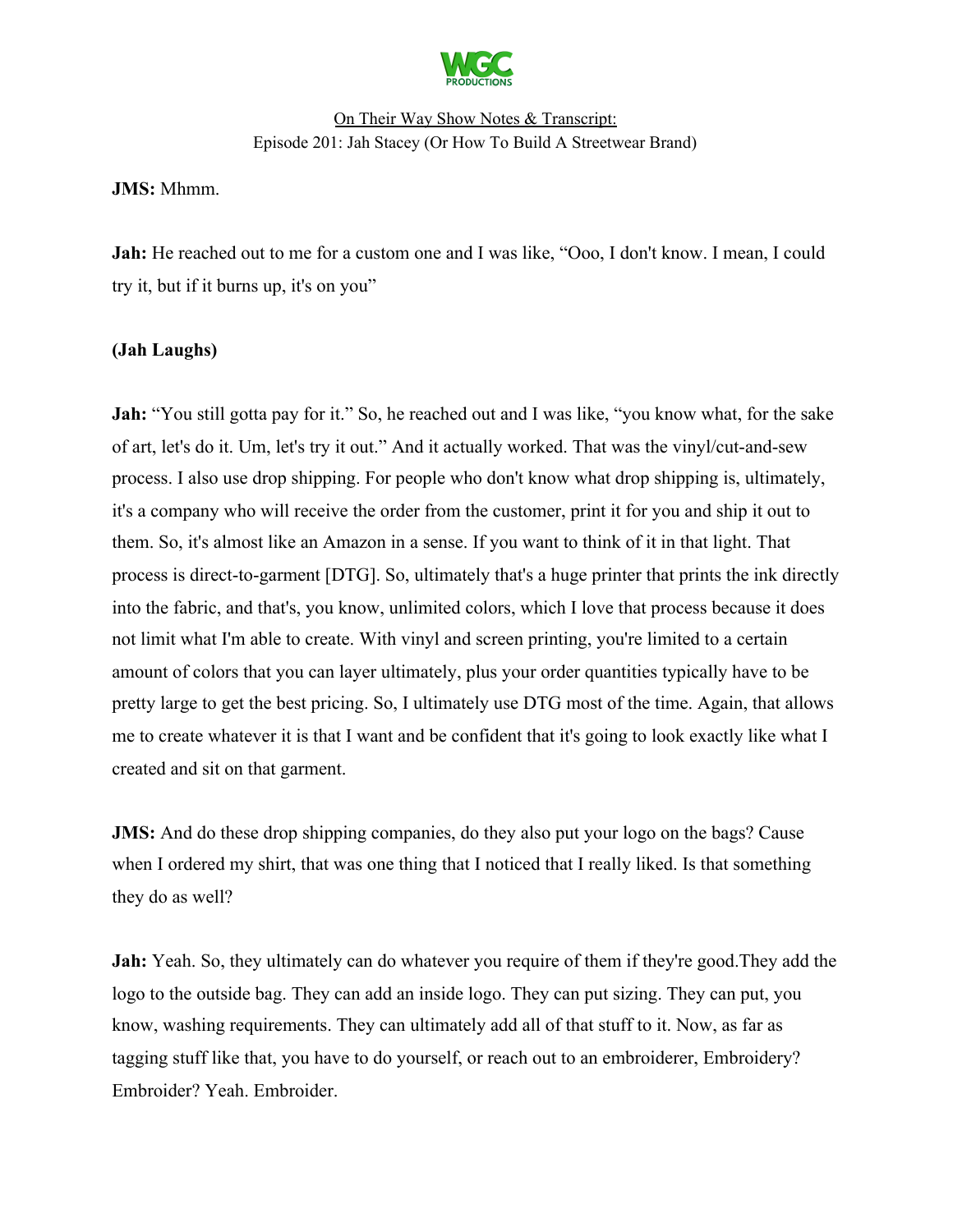**JMS:** Mhmm.

**Jah:** He reached out to me for a custom one and I was like, "Ooo, I don't know. I mean, I could try it, but if it burns up, it's on you"

**(Jah Laughs)**

**Jah:** "You still gotta pay for it." So, he reached out and I was like, "you know what, for the sake of art, let's do it. Um, let's try it out." And it actually worked. That was the vinyl/cut-and-sew process. I also use drop shipping. For people who don't know what drop shipping is, ultimately, it's a company who will receive the order from the customer, print it for you and ship it out to them. So, it's almost like an Amazon in a sense. If you want to think of it in that light. That process is direct-to-garment [DTG]. So, ultimately that's a huge printer that prints the ink directly into the fabric, and that's, you know, unlimited colors, which I love that process because it does not limit what I'm able to create. With vinyl and screen printing, you're limited to a certain amount of colors that you can layer ultimately, plus your order quantities typically have to be pretty large to get the best pricing. So, I ultimately use DTG most of the time. Again, that allows me to create whatever it is that I want and be confident that it's going to look exactly like what I created and sit on that garment.

**JMS:** And do these drop shipping companies, do they also put your logo on the bags? Cause when I ordered my shirt, that was one thing that I noticed that I really liked. Is that something they do as well?

**Jah:** Yeah. So, they ultimately can do whatever you require of them if they're good.They add the logo to the outside bag. They can add an inside logo. They can put sizing. They can put, you know, washing requirements. They can ultimately add all of that stuff to it. Now, as far as tagging stuff like that, you have to do yourself, or reach out to an embroiderer, Embroidery? Embroider? Yeah. Embroider.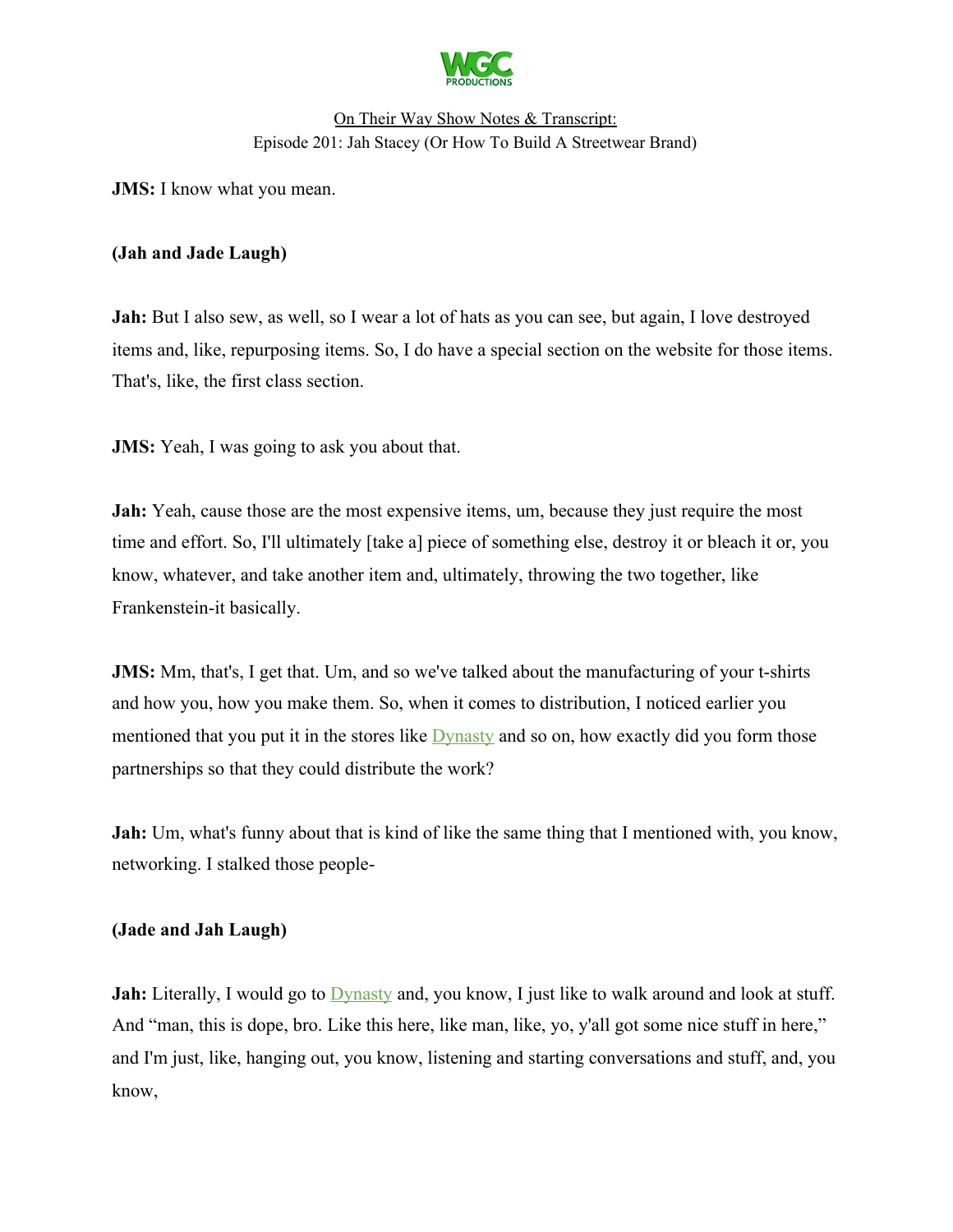**JMS:** I know what you mean.

**(Jah and Jade Laugh)**

**Jah:** But I also sew, as well, so I wear a lot of hats as you can see, but again, I love destroyed items and, like, repurposing items. So, I do have a special section on the website for those items. That's, like, the first class section.

**JMS:** Yeah, I was going to ask you about that.

**Jah:** Yeah, cause those are the most expensive items, um, because they just require the most time and effort. So, I'll ultimately [take a] piece of something else, destroy it or bleach it or, you know, whatever, and take another item and, ultimately, throwing the two together, like Frankenstein-it basically.

**JMS:** Mm, that's, I get that. Um, and so we've talked about the manufacturing of your t-shirts and how you, how you make them. So, when it comes to distribution, I noticed earlier you mentioned that you put it in the stores like Dynasty and so on, how exactly did you form those partnerships so that they could distribute the work?

**Jah:** Um, what's funny about that is kind of like the same thing that I mentioned with, you know, networking. I stalked those people-

**(Jade and Jah Laugh)**

**Jah:** Literally, I would go to Dynasty and, you know, I just like to walk around and look at stuff. And "man, this is dope, bro. Like this here, like man, like, yo, y'all got some nice stuff in here," and I'm just, like, hanging out, you know, listening and starting conversations and stuff, and, you know,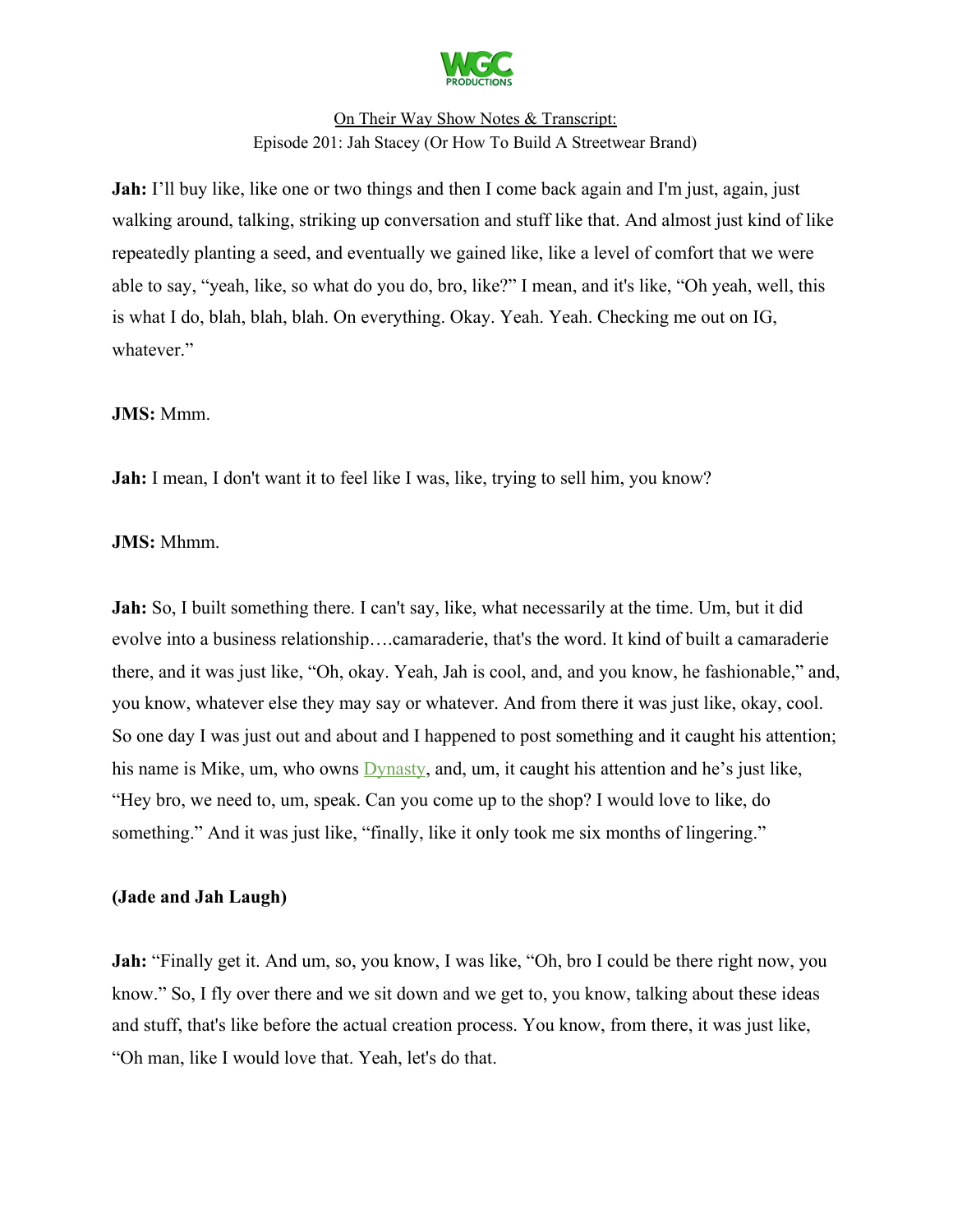**Jah:** I'll buy like, like one or two things and then I come back again and I'm just, again, just walking around, talking, striking up conversation and stuff like that. And almost just kind of like repeatedly planting a seed, and eventually we gained like, like a level of comfort that we were able to say, "yeah, like, so what do you do, bro, like?" I mean, and it's like, "Oh yeah, well, this is what I do, blah, blah, blah. On everything. Okay. Yeah. Yeah. Checking me out on IG, whatever."

**JMS:** Mmm.

**Jah:** I mean, I don't want it to feel like I was, like, trying to sell him, you know?

**JMS:** Mhmm.

**Jah:** So, I built something there. I can't say, like, what necessarily at the time. Um, but it did evolve into a business relationship….camaraderie, that's the word. It kind of built a camaraderie there, and it was just like, "Oh, okay. Yeah, Jah is cool, and, and you know, he fashionable," and, you know, whatever else they may say or whatever. And from there it was just like, okay, cool. So one day I was just out and about and I happened to post something and it caught his attention; his name is Mike, um, who owns Dynasty, and, um, it caught his attention and he's just like, "Hey bro, we need to, um, speak. Can you come up to the shop? I would love to like, do something." And it was just like, "finally, like it only took me six months of lingering."

**(Jade and Jah Laugh)**

**Jah:** "Finally get it. And um, so, you know, I was like, "Oh, bro I could be there right now, you know." So, I fly over there and we sit down and we get to, you know, talking about these ideas and stuff, that's like before the actual creation process. You know, from there, it was just like, "Oh man, like I would love that. Yeah, let's do that.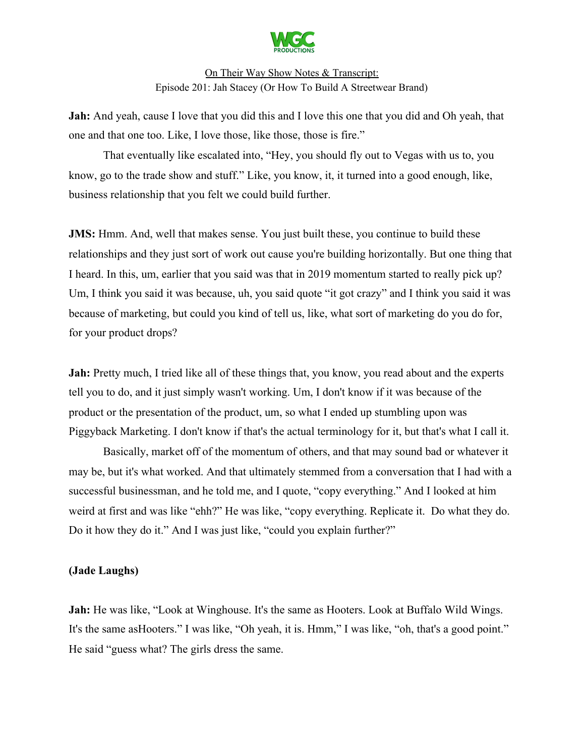**Jah:** And yeah, cause I love that you did this and I love this one that you did and Oh yeah, that one and that one too. Like, I love those, like those, those is fire."

That eventually like escalated into, "Hey, you should fly out to Vegas with us to, you know, go to the trade show and stuff." Like, you know, it, it turned into a good enough, like, business relationship that you felt we could build further.

**JMS:** Hmm. And, well that makes sense. You just built these, you continue to build these relationships and they just sort of work out cause you're building horizontally. But one thing that I heard. In this, um, earlier that you said was that in 2019 momentum started to really pick up? Um, I think you said it was because, uh, you said quote "it got crazy" and I think you said it was because of marketing, but could you kind of tell us, like, what sort of marketing do you do for, for your product drops?

**Jah:** Pretty much, I tried like all of these things that, you know, you read about and the experts tell you to do, and it just simply wasn't working. Um, I don't know if it was because of the product or the presentation of the product, um, so what I ended up stumbling upon was Piggyback Marketing. I don't know if that's the actual terminology for it, but that's what I call it.

Basically, market off of the momentum of others, and that may sound bad or whatever it may be, but it's what worked. And that ultimately stemmed from a conversation that I had with a successful businessman, and he told me, and I quote, "copy everything." And I looked at him weird at first and was like "ehh?" He was like, "copy everything. Replicate it. Do what they do. Do it how they do it." And I was just like, "could you explain further?"

**(Jade Laughs)**

**Jah:** He was like, "Look at Winghouse. It's the same as Hooters. Look at Buffalo Wild Wings. It's the same asHooters." I was like, "Oh yeah, it is. Hmm," I was like, "oh, that's a good point." He said "guess what? The girls dress the same.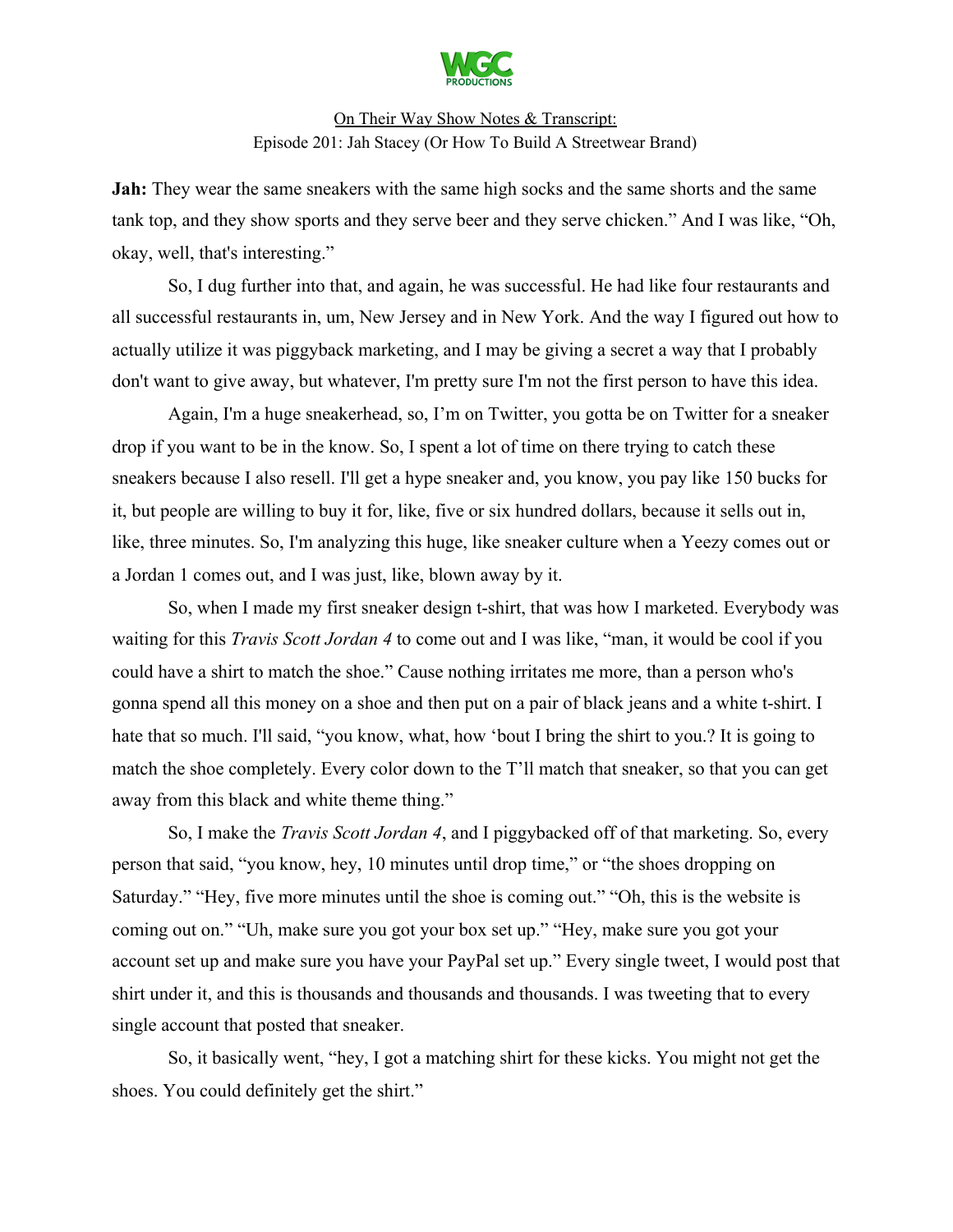**Jah:** They wear the same sneakers with the same high socks and the same shorts and the same tank top, and they show sports and they serve beer and they serve chicken." And I was like, "Oh, okay, well, that's interesting."

So, I dug further into that, and again, he was successful. He had like four restaurants and all successful restaurants in, um, New Jersey and in New York. And the way I figured out how to actually utilize it was piggyback marketing, and I may be giving a secret a way that I probably don't want to give away, but whatever, I'm pretty sure I'm not the first person to have this idea.

Again, I'm a huge sneakerhead, so, I'm on Twitter, you gotta be on Twitter for a sneaker drop if you want to be in the know. So, I spent a lot of time on there trying to catch these sneakers because I also resell. I'll get a hype sneaker and, you know, you pay like 150 bucks for it, but people are willing to buy it for, like, five or six hundred dollars, because it sells out in, like, three minutes. So, I'm analyzing this huge, like sneaker culture when a Yeezy comes out or a Jordan 1 comes out, and I was just, like, blown away by it.

So, when I made my first sneaker design t-shirt, that was how I marketed. Everybody was waiting for this *Travis Scott Jordan 4* to come out and I was like, "man, it would be cool if you could have a shirt to match the shoe." Cause nothing irritates me more, than a person who's gonna spend all this money on a shoe and then put on a pair of black jeans and a white t-shirt. I hate that so much. I'll said, "you know, what, how 'bout I bring the shirt to you.? It is going to match the shoe completely. Every color down to the T'll match that sneaker, so that you can get away from this black and white theme thing."

So, I make the *Travis Scott Jordan 4*, and I piggybacked off of that marketing. So, every person that said, "you know, hey, 10 minutes until drop time," or "the shoes dropping on Saturday." "Hey, five more minutes until the shoe is coming out." "Oh, this is the website is coming out on." "Uh, make sure you got your box set up." "Hey, make sure you got your account set up and make sure you have your PayPal set up." Every single tweet, I would post that shirt under it, and this is thousands and thousands and thousands. I was tweeting that to every single account that posted that sneaker.

So, it basically went, "hey, I got a matching shirt for these kicks. You might not get the shoes. You could definitely get the shirt."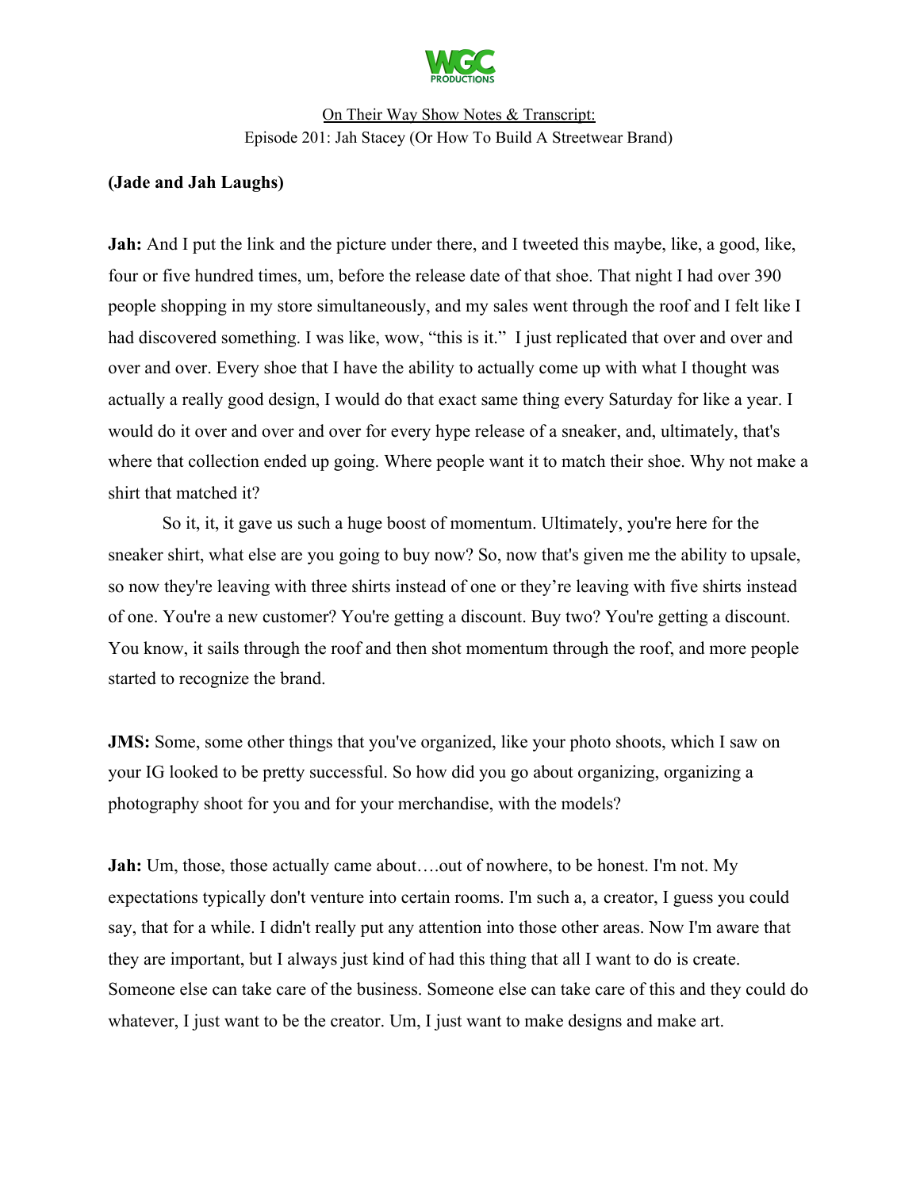**(Jade and Jah Laughs)**

**Jah:** And I put the link and the picture under there, and I tweeted this maybe, like, a good, like, four or five hundred times, um, before the release date of that shoe. That night I had over 390 people shopping in my store simultaneously, and my sales went through the roof and I felt like I had discovered something. I was like, wow, "this is it." I just replicated that over and over and over and over. Every shoe that I have the ability to actually come up with what I thought was actually a really good design, I would do that exact same thing every Saturday for like a year. I would do it over and over and over for every hype release of a sneaker, and, ultimately, that's where that collection ended up going. Where people want it to match their shoe. Why not make a shirt that matched it?

So it, it, it gave us such a huge boost of momentum. Ultimately, you're here for the sneaker shirt, what else are you going to buy now? So, now that's given me the ability to upsale, so now they're leaving with three shirts instead of one or they're leaving with five shirts instead of one. You're a new customer? You're getting a discount. Buy two? You're getting a discount. You know, it sails through the roof and then shot momentum through the roof, and more people started to recognize the brand.

**JMS:** Some, some other things that you've organized, like your photo shoots, which I saw on your IG looked to be pretty successful. So how did you go about organizing, organizing a photography shoot for you and for your merchandise, with the models?

**Jah:** Um, those, those actually came about….out of nowhere, to be honest. I'm not. My expectations typically don't venture into certain rooms. I'm such a, a creator, I guess you could say, that for a while. I didn't really put any attention into those other areas. Now I'm aware that they are important, but I always just kind of had this thing that all I want to do is create. Someone else can take care of the business. Someone else can take care of this and they could do whatever, I just want to be the creator. Um, I just want to make designs and make art.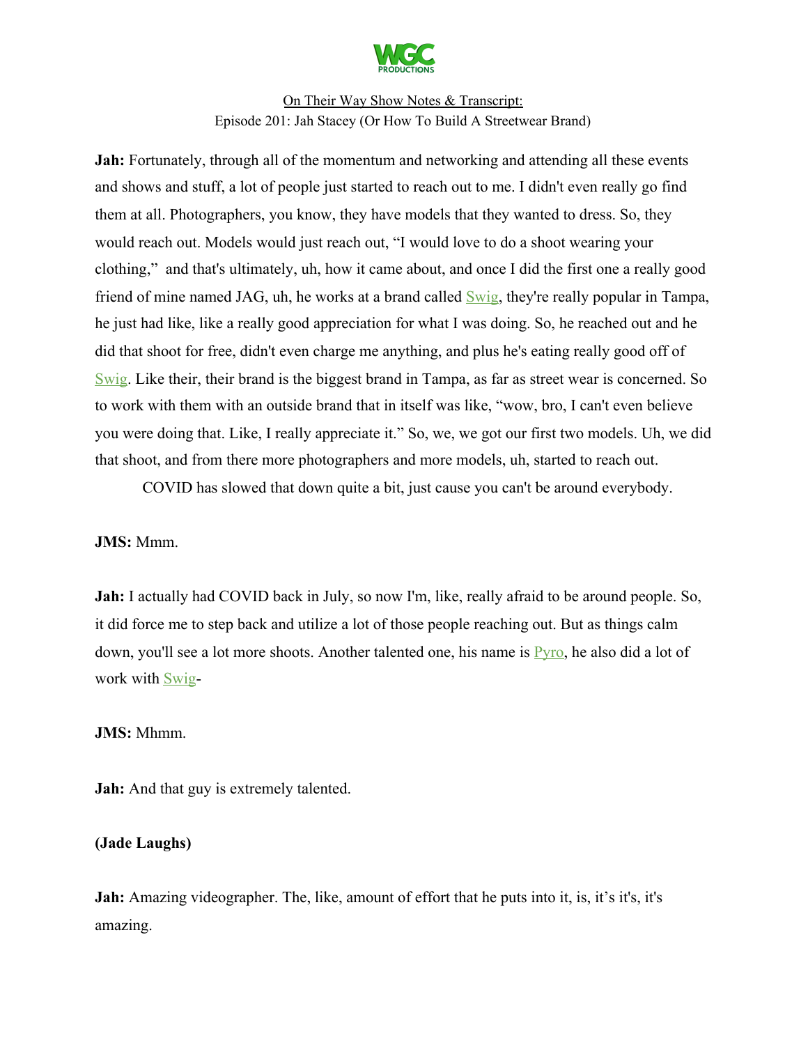**Jah:** Fortunately, through all of the momentum and networking and attending all these events and shows and stuff, a lot of people just started to reach out to me. I didn't even really go find them at all. Photographers, you know, they have models that they wanted to dress. So, they would reach out. Models would just reach out, "I would love to do a shoot wearing your clothing," and that's ultimately, uh, how it came about, and once I did the first one a really good friend of mine named JAG, uh, he works at a brand called Swig, they're really popular in Tampa, he just had like, like a really good appreciation for what I was doing. So, he reached out and he did that shoot for free, didn't even charge me anything, and plus he's eating really good off of Swig. Like their, their brand is the biggest brand in Tampa, as far as street wear is concerned. So to work with them with an outside brand that in itself was like, "wow, bro, I can't even believe you were doing that. Like, I really appreciate it." So, we, we got our first two models. Uh, we did that shoot, and from there more photographers and more models, uh, started to reach out.

COVID has slowed that down quite a bit, just cause you can't be around everybody.

**JMS:** Mmm.

**Jah:** I actually had COVID back in July, so now I'm, like, really afraid to be around people. So, it did force me to step back and utilize a lot of those people reaching out. But as things calm down, you'll see a lot more shoots. Another talented one, his name is Pyro, he also did a lot of work with Swig-

**JMS:** Mhmm.

**Jah:** And that guy is extremely talented.

**(Jade Laughs)**

**Jah:** Amazing videographer. The, like, amount of effort that he puts into it, is, it's it's, it's amazing.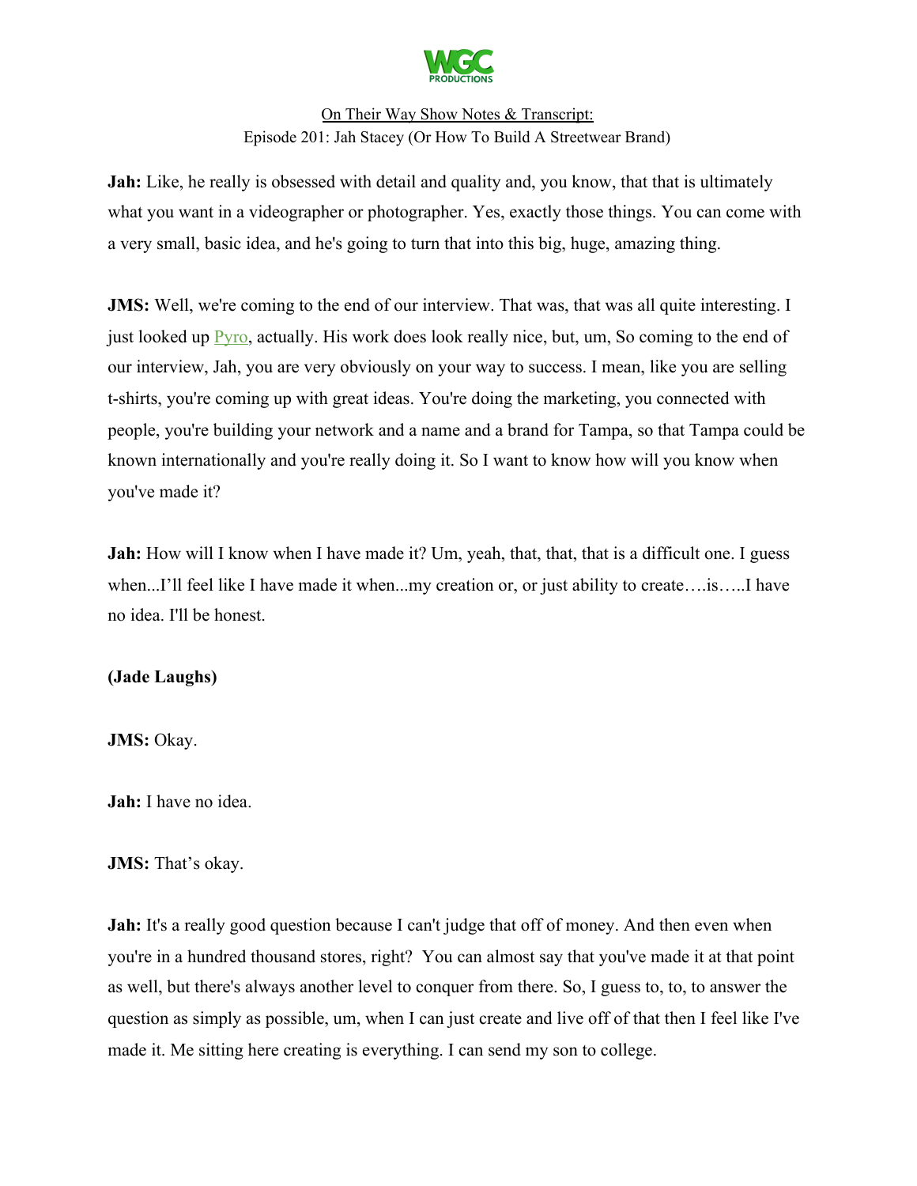**Jah:** Like, he really is obsessed with detail and quality and, you know, that that is ultimately what you want in a videographer or photographer. Yes, exactly those things. You can come with a very small, basic idea, and he's going to turn that into this big, huge, amazing thing.

**JMS:** Well, we're coming to the end of our interview. That was, that was all quite interesting. I just looked up Pyro, actually. His work does look really nice, but, um, So coming to the end of our interview, Jah, you are very obviously on your way to success. I mean, like you are selling t-shirts, you're coming up with great ideas. You're doing the marketing, you connected with people, you're building your network and a name and a brand for Tampa, so that Tampa could be known internationally and you're really doing it. So I want to know how will you know when you've made it?

**Jah:** How will I know when I have made it? Um, yeah, that, that, that is a difficult one. I guess when...I'll feel like I have made it when...my creation or, or just ability to create….is…..I have no idea. I'll be honest.

**(Jade Laughs)**

**JMS:** Okay.

**Jah:** I have no idea.

**JMS:** That's okay.

**Jah:** It's a really good question because I can't judge that off of money. And then even when you're in a hundred thousand stores, right? You can almost say that you've made it at that point as well, but there's always another level to conquer from there. So, I guess to, to, to answer the question as simply as possible, um, when I can just create and live off of that then I feel like I've made it. Me sitting here creating is everything. I can send my son to college.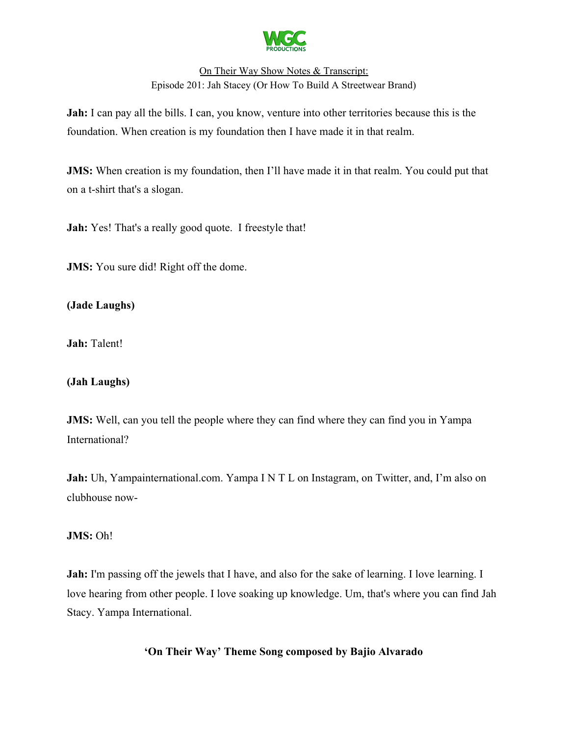**Jah:** I can pay all the bills. I can, you know, venture into other territories because this is the foundation. When creation is my foundation then I have made it in that realm.

**JMS:** When creation is my foundation, then I'll have made it in that realm. You could put that on a t-shirt that's a slogan.

**Jah:** Yes! That's a really good quote. I freestyle that!

**JMS:** You sure did! Right off the dome.

**(Jade Laughs)**

**Jah:** Talent!

**(Jah Laughs)**

**JMS:** Well, can you tell the people where they can find where they can find you in Yampa International?

**Jah:** Uh, Yampainternational.com. Yampa I N T L on Instagram, on Twitter, and, I'm also on clubhouse now-

**JMS:** Oh!

**Jah:** I'm passing off the jewels that I have, and also for the sake of learning. I love learning. I love hearing from other people. I love soaking up knowledge. Um, that's where you can find Jah Stacy. Yampa International.

**'On Their Way' Theme Song composed by Bajio Alvarado**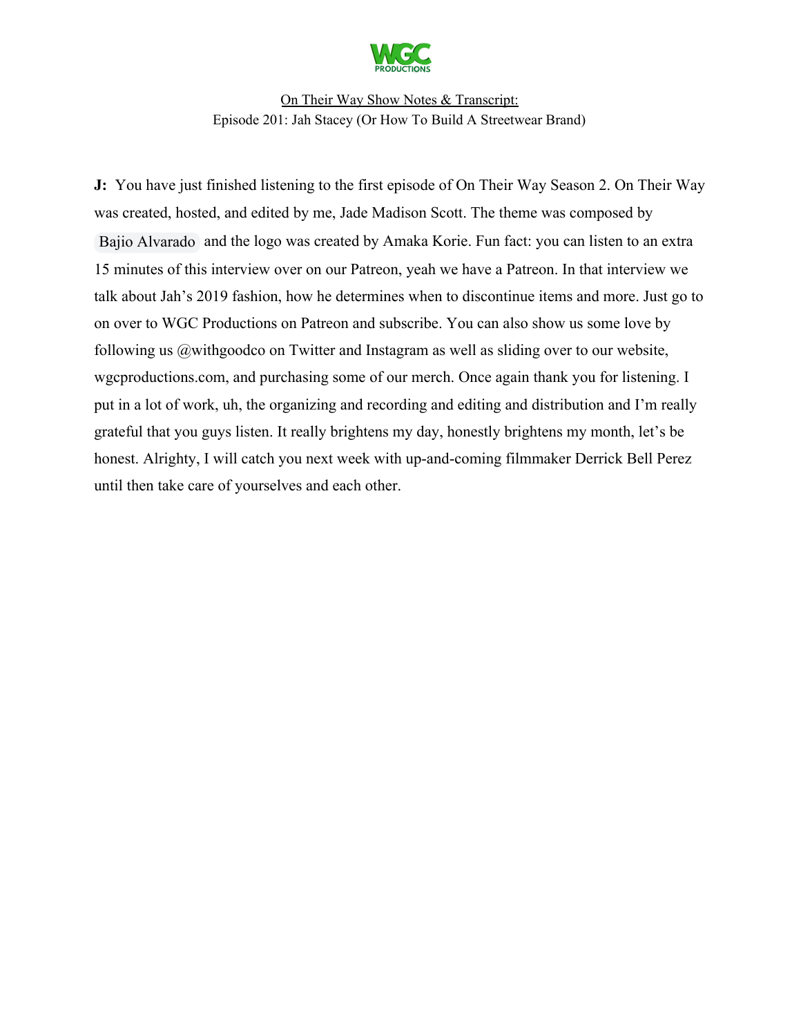On Their Way Show Notes & Transcript:

Episode 201: Jah Stacey (Or How To Build A Streetwear Brand)

**J:** You have just finished listening to the first episode of On Their Way Season 2. On Their Way was created, hosted, and edited by me, Jade Madison Scott. The theme was composed by Bajio Alvarado and the logo was created by Amaka Korie. Fun fact: you can listen to an extra 15 minutes of this interview over on our Patreon, yeah we have a Patreon. In that interview we talk about Jah's 2019 fashion, how he determines when to discontinue items and more. Just go to on over to WGC Productions on Patreon and subscribe. You can also show us some love by following us @withgoodco on Twitter and Instagram as well as sliding over to our website, wgcproductions.com, and purchasing some of our merch. Once again thank you for listening. I put in a lot of work, uh, the organizing and recording and editing and distribution and I'm really grateful that you guys listen. It really brightens my day, honestly brightens my month, let's be honest. Alrighty, I will catch you next week with up-and-coming filmmaker Derrick Bell Perez until then take care of yourselves and each other.